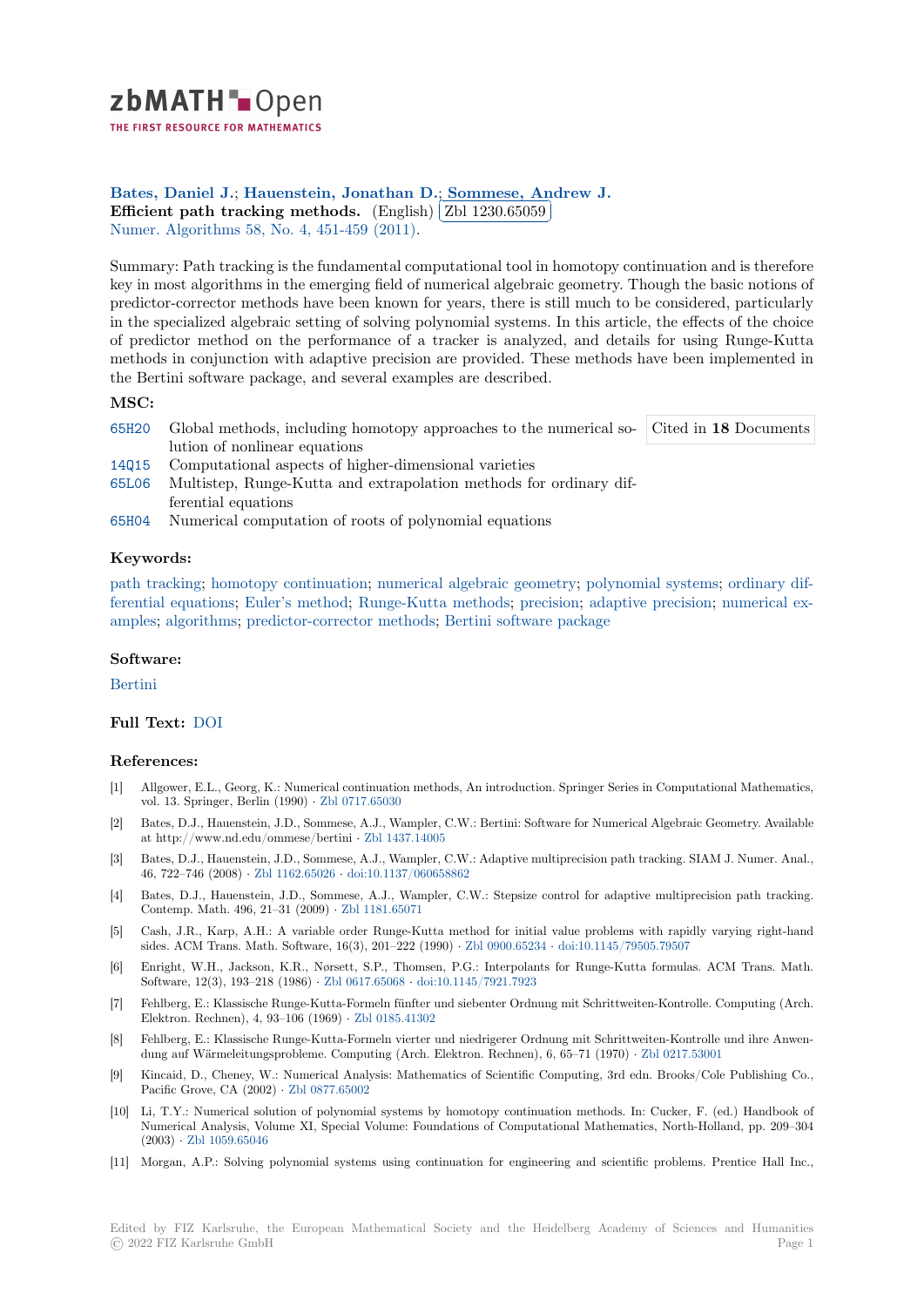zbMATH Open

THE FIRST RESOURCE FOR MATHEMATICS

**Bates, Daniel J.; Hauenstein, Jonathan D.; Sommese, Andrew J.**

**Efficient path tracking methods.** (English) Zbl 1230.65059

Numer. Algorithms 58, No. 4, 451-459 (2011).

Summary: Path tracking is the fundamental computational tool in homotopy continuation and is therefore key in most algorithms in the emerging field of numerical algebraic geometry. Though the basic notions of predictor-corrector methods have been known for years, there is still much to be considered, particularly in the specialized algebraic setting of solving polynomial systems. In this article, the effects of the choice of predictor method on the performance of a tracker is analyzed, and details for using Runge-Kutta methods in conjunction with adaptive precision are provided. These methods have been implemented in the Bertini software package, and several examples are described.

## MSC:

- 65H20 Global methods, including homotopy approaches to the numerical solution of nonlinear equations
- 14Q15 Computational aspects of higher-dimensional varieties
- 65L06 Multistep, Runge-Kutta and extrapolation methods for ordinary differential equations
- 65H04 Numerical computation of roots of polynomial equations

Cited in **18** Documents

## Keywords:

path tracking; homotopy continuation; numerical algebraic geometry; polynomial systems; ordinary differential equations; Euler's method; Runge-Kutta methods; precision; adaptive precision; numerical examples; algorithms; predictor-corrector methods; Bertini software package

## Software:

Bertini

**Full Text:** DOI

## References:

[1] Allgower, E.L., Georg, K.: Numerical continuation methods, An introduction. Springer Series in Computational Mathematics, vol. 13. Springer, Berlin (1990) · Zbl 0717.65030

[2] Bates, D.J., Hauenstein, J.D., Sommese, A.J., Wampler, C.W.: Bertini: Software for Numerical Algebraic Geometry. Available at http://www.nd.edu/ommese/bertini · Zbl 1437.14005

[3] Bates, D.J., Hauenstein, J.D., Sommese, A.J., Wampler, C.W.: Adaptive multiprecision path tracking. SIAM J. Numer. Anal., 46, 722–746 (2008) · Zbl 1162.65026 · doi:10.1137/060658862

[4] Bates, D.J., Hauenstein, J.D., Sommese, A.J., Wampler, C.W.: Stepsize control for adaptive multiprecision path tracking. Contemp. Math. 496, 21–31 (2009) · Zbl 1181.65071

[5] Cash, J.R., Karp, A.H.: A variable order Runge-Kutta method for initial value problems with rapidly varying right-hand sides. ACM Trans. Math. Software, 16(3), 201–222 (1990) · Zbl 0900.65234 · doi:10.1145/79505.79507

[6] Enright, W.H., Jackson, K.R., Nørsett, S.P., Thomsen, P.G.: Interpolants for Runge-Kutta formulas. ACM Trans. Math. Software, 12(3), 193–218 (1986) · Zbl 0617.65068 · doi:10.1145/7921.7923

[7] Fehlberg, E.: Klassische Runge-Kutta-Formeln fünfter und siebenter Ordnung mit Schrittweiten-Kontrolle. Computing (Arch. Elektron. Rechnen), 4, 93–106 (1969) · Zbl 0185.41302

[8] Fehlberg, E.: Klassische Runge-Kutta-Formeln vierter und niedrigerer Ordnung mit Schrittweiten-Kontrolle und ihre Anwendung auf Wärmeleitungsprobleme. Computing (Arch. Elektron. Rechnen), 6, 65–71 (1970) · Zbl 0217.53001

[9] Kincaid, D., Cheney, W.: Numerical Analysis: Mathematics of Scientific Computing, 3rd edn. Brooks/Cole Publishing Co., Pacific Grove, CA (2002) · Zbl 0877.65002

[10] Li, T.Y.: Numerical solution of polynomial systems by homotopy continuation methods. In: Cucker, F. (ed.) Handbook of Numerical Analysis, Volume XI, Special Volume: Foundations of Computational Mathematics, North-Holland, pp. 209–304 (2003) · Zbl 1059.65046

[11] Morgan, A.P.: Solving polynomial systems using continuation for engineering and scientific problems. Prentice Hall Inc.,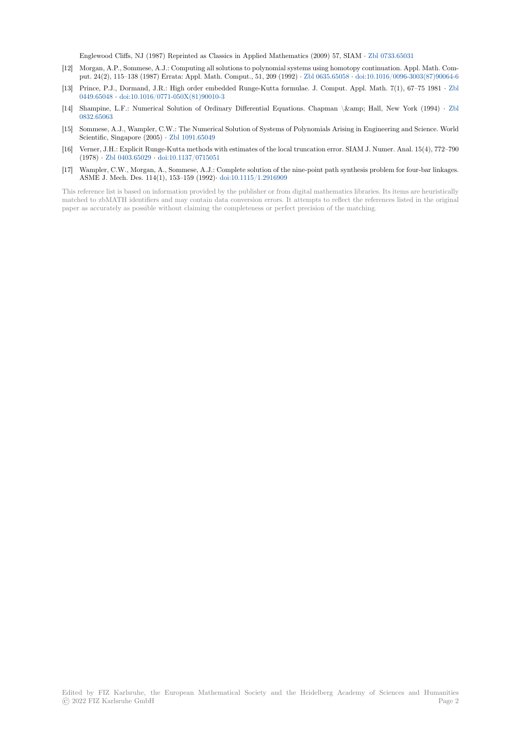Englewood Cliffs, NJ (1987) Reprinted as Classics in Applied Mathematics (2009) 57, SIAM · Zbl 0733.65031

[12] Morgan, A.P., Sommese, A.J.: Computing all solutions to polynomial systems using homotopy continuation. Appl. Math. Comput. 24(2), 115–138 (1987) Errata: Appl. Math. Comput., 51, 209 (1992) · Zbl 0635.65058 · doi:10.1016/0096-3003(87)90064-6

[13] Prince, P.J., Dormand, J.R.: High order embedded Runge-Kutta formulae. J. Comput. Appl. Math. 7(1), 67–75 1981 · Zbl 0449.65048 · doi:10.1016/0771-050X(81)90010-3

[14] Shampine, L.F.: Numerical Solution of Ordinary Differential Equations. Chapman \&amp; Hall, New York (1994) · Zbl 0832.65063

[15] Sommese, A.J., Wampler, C.W.: The Numerical Solution of Systems of Polynomials Arising in Engineering and Science. World Scientific, Singapore (2005) · Zbl 1091.65049

[16] Verner, J.H.: Explicit Runge-Kutta methods with estimates of the local truncation error. SIAM J. Numer. Anal. 15(4), 772–790 (1978) · Zbl 0403.65029 · doi:10.1137/0715051

[17] Wampler, C.W., Morgan, A., Sommese, A.J.: Complete solution of the nine-point path synthesis problem for four-bar linkages. ASME J. Mech. Des. 114(1), 153–159 (1992)· doi:10.1115/1.2916909

This reference list is based on information provided by the publisher or from digital mathematics libraries. Its items are heuristically matched to zbMATH identifiers and may contain data conversion errors. It attempts to reflect the references listed in the original paper as accurately as possible without claiming the completeness or perfect precision of the matching.